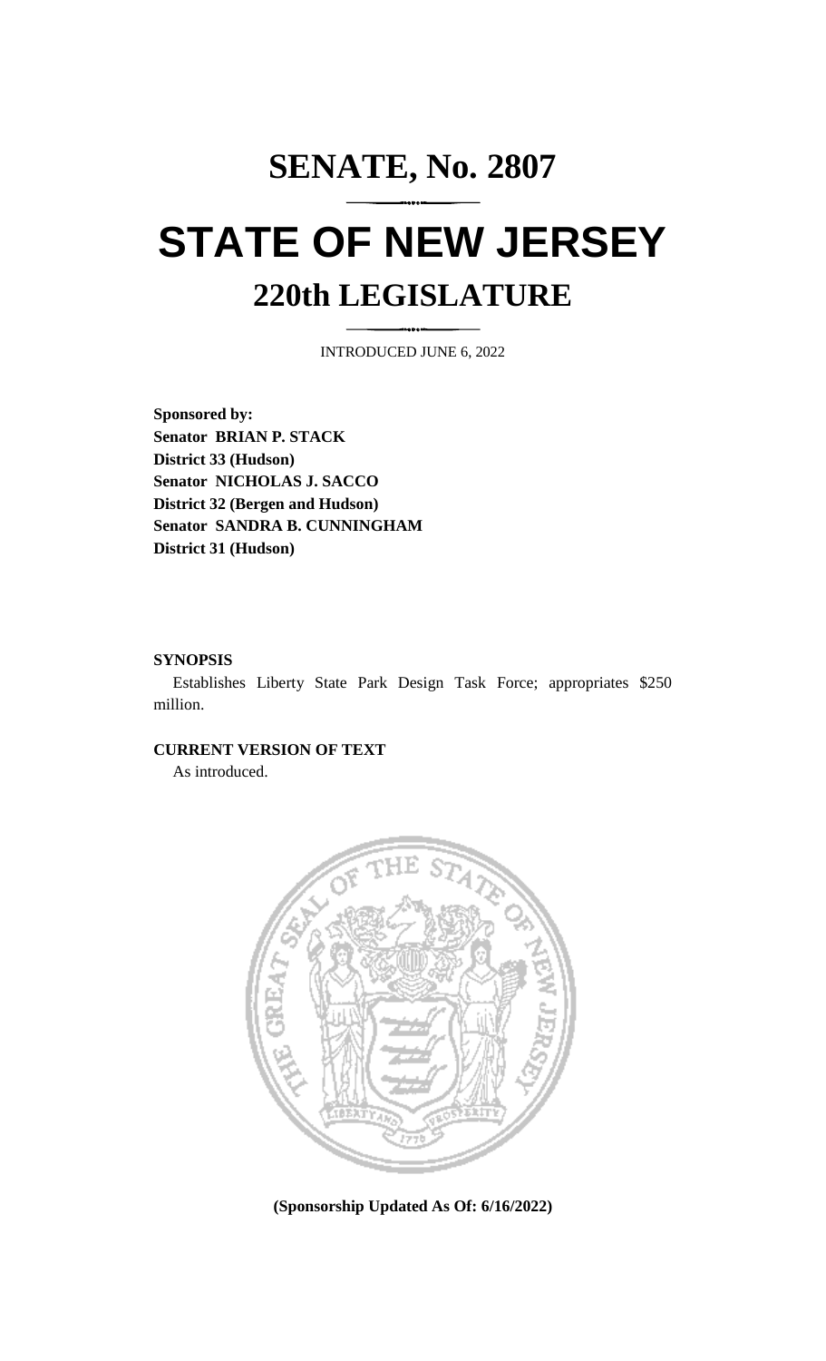# SENATE, No. 2807

# STATE OF NEW JERSEY

## 220th LEGISLATURE

INTRODUCED JUNE 6, 2022

**Sponsored by:**
**Senator BRIAN P. STACK**
**District 33 (Hudson)**
**Senator NICHOLAS J. SACCO**
**District 32 (Bergen and Hudson)**
**Senator SANDRA B. CUNNINGHAM**
**District 31 (Hudson)**

**SYNOPSIS**

Establishes Liberty State Park Design Task Force; appropriates $250 million.

**CURRENT VERSION OF TEXT**

As introduced.

**(Sponsorship Updated As Of: 6/16/2022)**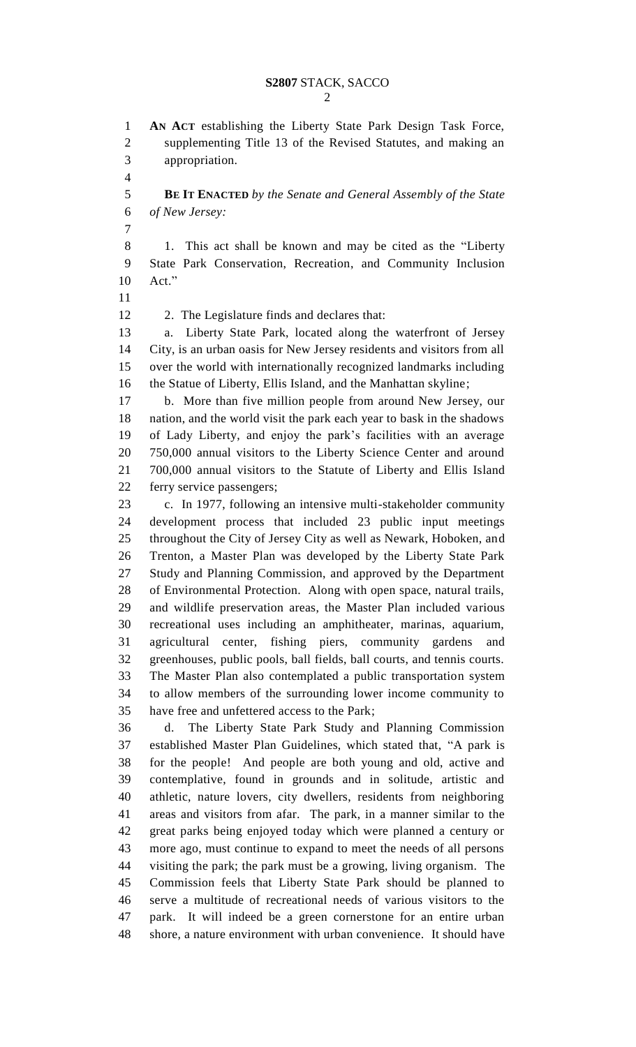**AN ACT** establishing the Liberty State Park Design Task Force, supplementing Title 13 of the Revised Statutes, and making an appropriation.

**BE IT ENACTED** *by the Senate and General Assembly of the State of New Jersey:*

1. This act shall be known and may be cited as the "Liberty State Park Conservation, Recreation, and Community Inclusion Act."

2. The Legislature finds and declares that:

a. Liberty State Park, located along the waterfront of Jersey City, is an urban oasis for New Jersey residents and visitors from all over the world with internationally recognized landmarks including the Statue of Liberty, Ellis Island, and the Manhattan skyline;

b. More than five million people from around New Jersey, our nation, and the world visit the park each year to bask in the shadows of Lady Liberty, and enjoy the park's facilities with an average 750,000 annual visitors to the Liberty Science Center and around 700,000 annual visitors to the Statute of Liberty and Ellis Island ferry service passengers;

c. In 1977, following an intensive multi-stakeholder community development process that included 23 public input meetings throughout the City of Jersey City as well as Newark, Hoboken, and Trenton, a Master Plan was developed by the Liberty State Park Study and Planning Commission, and approved by the Department of Environmental Protection. Along with open space, natural trails, and wildlife preservation areas, the Master Plan included various recreational uses including an amphitheater, marinas, aquarium, agricultural center, fishing piers, community gardens and greenhouses, public pools, ball fields, ball courts, and tennis courts. The Master Plan also contemplated a public transportation system to allow members of the surrounding lower income community to have free and unfettered access to the Park;

d. The Liberty State Park Study and Planning Commission established Master Plan Guidelines, which stated that, "A park is for the people! And people are both young and old, active and contemplative, found in grounds and in solitude, artistic and athletic, nature lovers, city dwellers, residents from neighboring areas and visitors from afar. The park, in a manner similar to the great parks being enjoyed today which were planned a century or more ago, must continue to expand to meet the needs of all persons visiting the park; the park must be a growing, living organism. The Commission feels that Liberty State Park should be planned to serve a multitude of recreational needs of various visitors to the park. It will indeed be a green cornerstone for an entire urban shore, a nature environment with urban convenience. It should have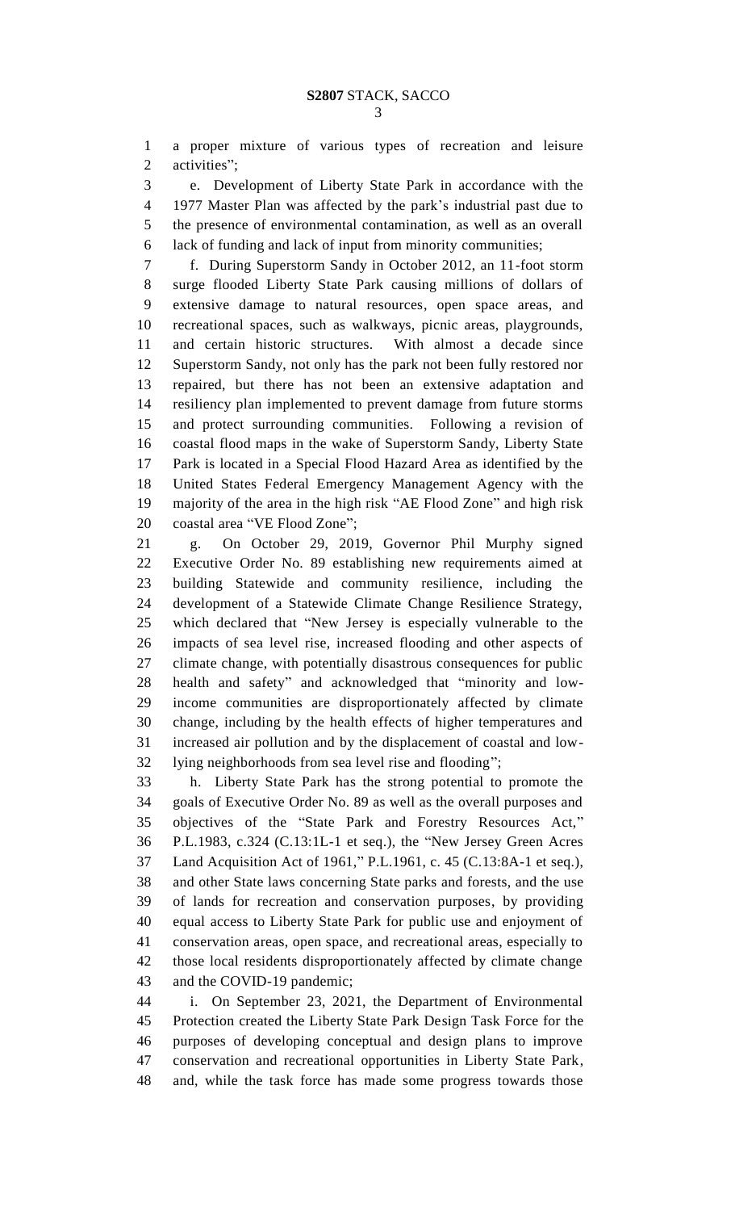a proper mixture of various types of recreation and leisure activities";

e. Development of Liberty State Park in accordance with the 1977 Master Plan was affected by the park's industrial past due to the presence of environmental contamination, as well as an overall lack of funding and lack of input from minority communities;

f. During Superstorm Sandy in October 2012, an 11-foot storm surge flooded Liberty State Park causing millions of dollars of extensive damage to natural resources, open space areas, and recreational spaces, such as walkways, picnic areas, playgrounds, and certain historic structures. With almost a decade since Superstorm Sandy, not only has the park not been fully restored nor repaired, but there has not been an extensive adaptation and resiliency plan implemented to prevent damage from future storms and protect surrounding communities. Following a revision of coastal flood maps in the wake of Superstorm Sandy, Liberty State Park is located in a Special Flood Hazard Area as identified by the United States Federal Emergency Management Agency with the majority of the area in the high risk "AE Flood Zone" and high risk coastal area "VE Flood Zone";

g. On October 29, 2019, Governor Phil Murphy signed Executive Order No. 89 establishing new requirements aimed at building Statewide and community resilience, including the development of a Statewide Climate Change Resilience Strategy, which declared that "New Jersey is especially vulnerable to the impacts of sea level rise, increased flooding and other aspects of climate change, with potentially disastrous consequences for public health and safety" and acknowledged that "minority and low-income communities are disproportionately affected by climate change, including by the health effects of higher temperatures and increased air pollution and by the displacement of coastal and low-lying neighborhoods from sea level rise and flooding";

h. Liberty State Park has the strong potential to promote the goals of Executive Order No. 89 as well as the overall purposes and objectives of the "State Park and Forestry Resources Act," P.L.1983, c.324 (C.13:1L-1 et seq.), the "New Jersey Green Acres Land Acquisition Act of 1961," P.L.1961, c. 45 (C.13:8A-1 et seq.), and other State laws concerning State parks and forests, and the use of lands for recreation and conservation purposes, by providing equal access to Liberty State Park for public use and enjoyment of conservation areas, open space, and recreational areas, especially to those local residents disproportionately affected by climate change and the COVID-19 pandemic;

i. On September 23, 2021, the Department of Environmental Protection created the Liberty State Park Design Task Force for the purposes of developing conceptual and design plans to improve conservation and recreational opportunities in Liberty State Park, and, while the task force has made some progress towards those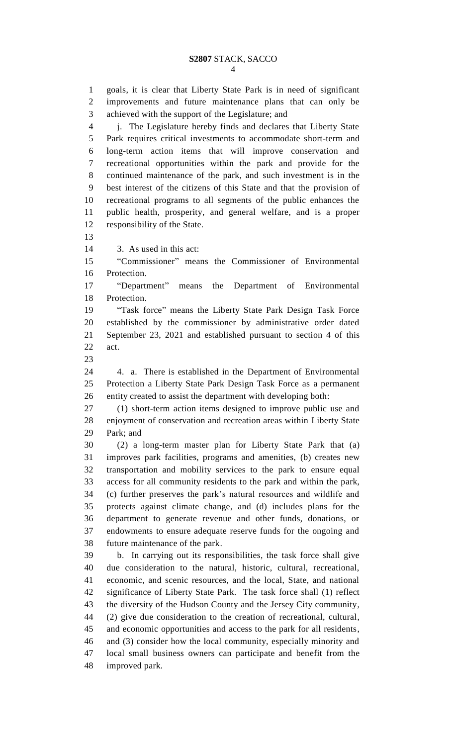goals, it is clear that Liberty State Park is in need of significant improvements and future maintenance plans that can only be achieved with the support of the Legislature; and

j. The Legislature hereby finds and declares that Liberty State Park requires critical investments to accommodate short-term and long-term action items that will improve conservation and recreational opportunities within the park and provide for the continued maintenance of the park, and such investment is in the best interest of the citizens of this State and that the provision of recreational programs to all segments of the public enhances the public health, prosperity, and general welfare, and is a proper responsibility of the State.

3. As used in this act:

"Commissioner" means the Commissioner of Environmental Protection.

"Department" means the Department of Environmental Protection.

"Task force" means the Liberty State Park Design Task Force established by the commissioner by administrative order dated September 23, 2021 and established pursuant to section 4 of this act.

4. a. There is established in the Department of Environmental Protection a Liberty State Park Design Task Force as a permanent entity created to assist the department with developing both:

(1) short-term action items designed to improve public use and enjoyment of conservation and recreation areas within Liberty State Park; and

(2) a long-term master plan for Liberty State Park that (a) improves park facilities, programs and amenities, (b) creates new transportation and mobility services to the park to ensure equal access for all community residents to the park and within the park, (c) further preserves the park's natural resources and wildlife and protects against climate change, and (d) includes plans for the department to generate revenue and other funds, donations, or endowments to ensure adequate reserve funds for the ongoing and future maintenance of the park.

b. In carrying out its responsibilities, the task force shall give due consideration to the natural, historic, cultural, recreational, economic, and scenic resources, and the local, State, and national significance of Liberty State Park. The task force shall (1) reflect the diversity of the Hudson County and the Jersey City community, (2) give due consideration to the creation of recreational, cultural, and economic opportunities and access to the park for all residents, and (3) consider how the local community, especially minority and local small business owners can participate and benefit from the improved park.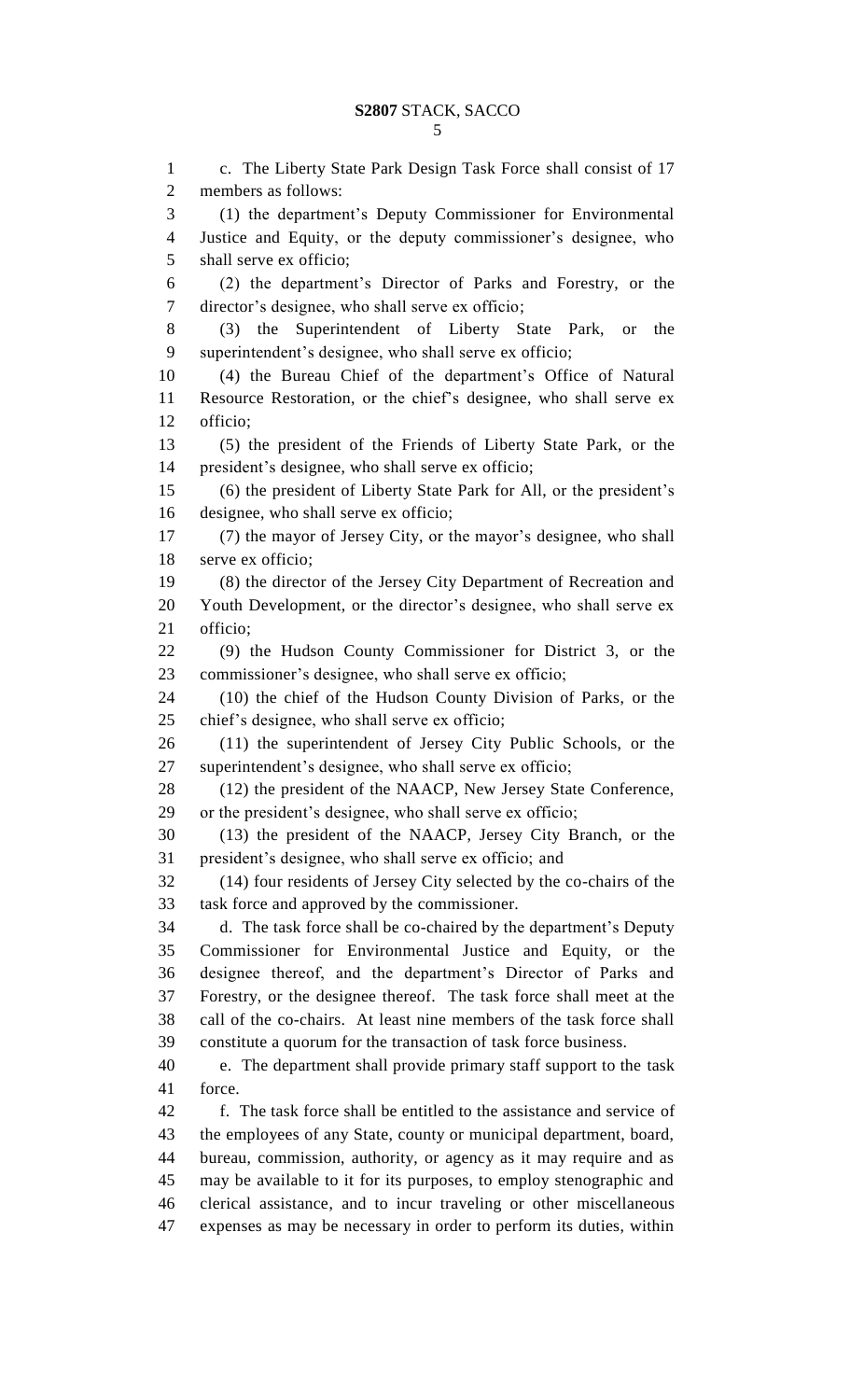c. The Liberty State Park Design Task Force shall consist of 17 members as follows:

(1) the department's Deputy Commissioner for Environmental Justice and Equity, or the deputy commissioner's designee, who shall serve ex officio;

(2) the department's Director of Parks and Forestry, or the director's designee, who shall serve ex officio;

(3) the Superintendent of Liberty State Park, or the superintendent's designee, who shall serve ex officio;

(4) the Bureau Chief of the department's Office of Natural Resource Restoration, or the chief's designee, who shall serve ex officio;

(5) the president of the Friends of Liberty State Park, or the president's designee, who shall serve ex officio;

(6) the president of Liberty State Park for All, or the president's designee, who shall serve ex officio;

(7) the mayor of Jersey City, or the mayor's designee, who shall serve ex officio;

(8) the director of the Jersey City Department of Recreation and Youth Development, or the director's designee, who shall serve ex officio;

(9) the Hudson County Commissioner for District 3, or the commissioner's designee, who shall serve ex officio;

(10) the chief of the Hudson County Division of Parks, or the chief's designee, who shall serve ex officio;

(11) the superintendent of Jersey City Public Schools, or the superintendent's designee, who shall serve ex officio;

(12) the president of the NAACP, New Jersey State Conference, or the president's designee, who shall serve ex officio;

(13) the president of the NAACP, Jersey City Branch, or the president's designee, who shall serve ex officio; and

(14) four residents of Jersey City selected by the co-chairs of the task force and approved by the commissioner.

d. The task force shall be co-chaired by the department's Deputy Commissioner for Environmental Justice and Equity, or the designee thereof, and the department's Director of Parks and Forestry, or the designee thereof. The task force shall meet at the call of the co-chairs. At least nine members of the task force shall constitute a quorum for the transaction of task force business.

e. The department shall provide primary staff support to the task force.

f. The task force shall be entitled to the assistance and service of the employees of any State, county or municipal department, board, bureau, commission, authority, or agency as it may require and as may be available to it for its purposes, to employ stenographic and clerical assistance, and to incur traveling or other miscellaneous expenses as may be necessary in order to perform its duties, within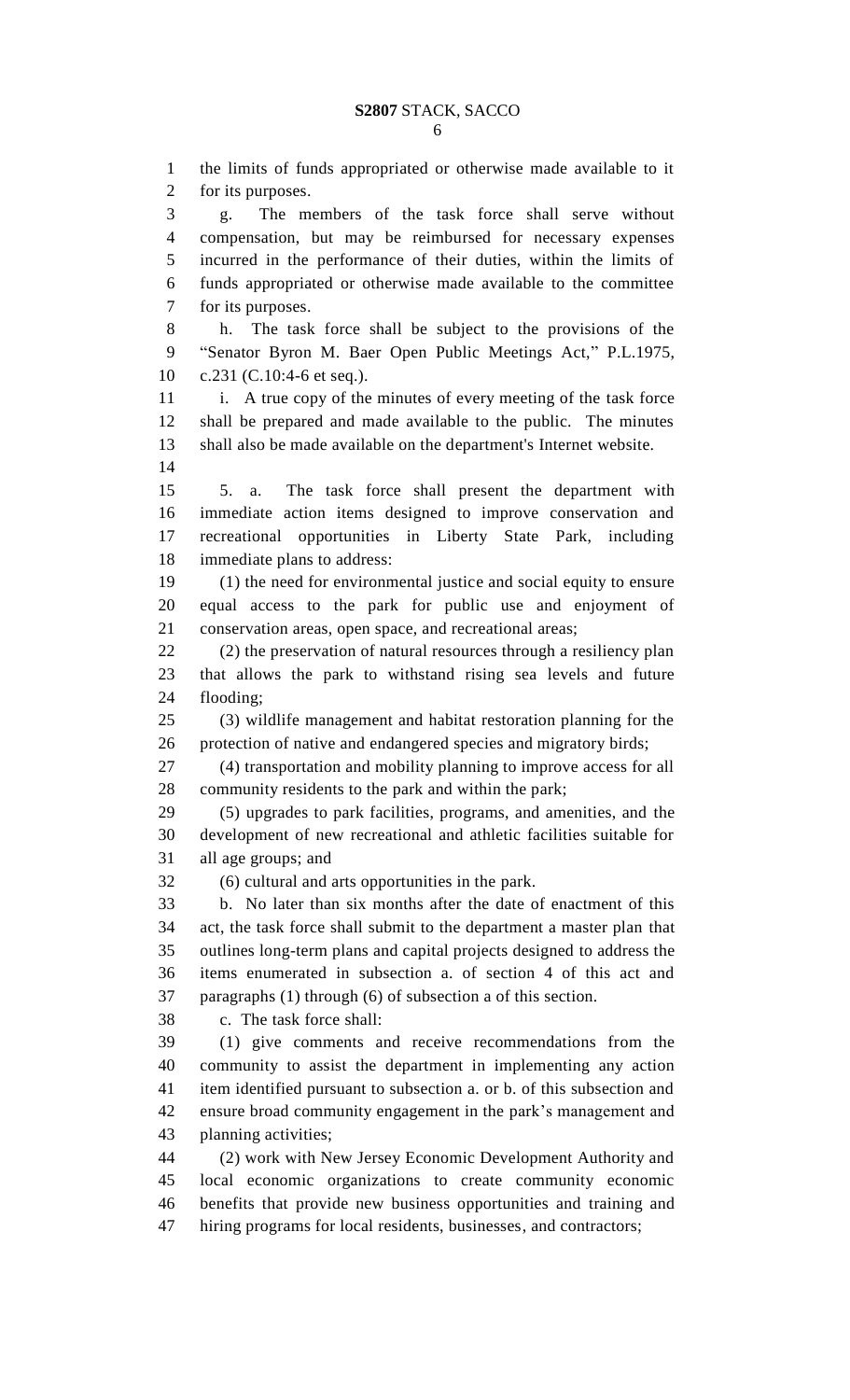the limits of funds appropriated or otherwise made available to it for its purposes.

g. The members of the task force shall serve without compensation, but may be reimbursed for necessary expenses incurred in the performance of their duties, within the limits of funds appropriated or otherwise made available to the committee for its purposes.

h. The task force shall be subject to the provisions of the "Senator Byron M. Baer Open Public Meetings Act," P.L.1975, c.231 (C.10:4-6 et seq.).

i. A true copy of the minutes of every meeting of the task force shall be prepared and made available to the public. The minutes shall also be made available on the department's Internet website.

5. a. The task force shall present the department with immediate action items designed to improve conservation and recreational opportunities in Liberty State Park, including immediate plans to address:

(1) the need for environmental justice and social equity to ensure equal access to the park for public use and enjoyment of conservation areas, open space, and recreational areas;

(2) the preservation of natural resources through a resiliency plan that allows the park to withstand rising sea levels and future flooding;

(3) wildlife management and habitat restoration planning for the protection of native and endangered species and migratory birds;

(4) transportation and mobility planning to improve access for all community residents to the park and within the park;

(5) upgrades to park facilities, programs, and amenities, and the development of new recreational and athletic facilities suitable for all age groups; and

(6) cultural and arts opportunities in the park.

b. No later than six months after the date of enactment of this act, the task force shall submit to the department a master plan that outlines long-term plans and capital projects designed to address the items enumerated in subsection a. of section 4 of this act and paragraphs (1) through (6) of subsection a of this section.

c. The task force shall:

(1) give comments and receive recommendations from the community to assist the department in implementing any action item identified pursuant to subsection a. or b. of this subsection and ensure broad community engagement in the park's management and planning activities;

(2) work with New Jersey Economic Development Authority and local economic organizations to create community economic benefits that provide new business opportunities and training and hiring programs for local residents, businesses, and contractors;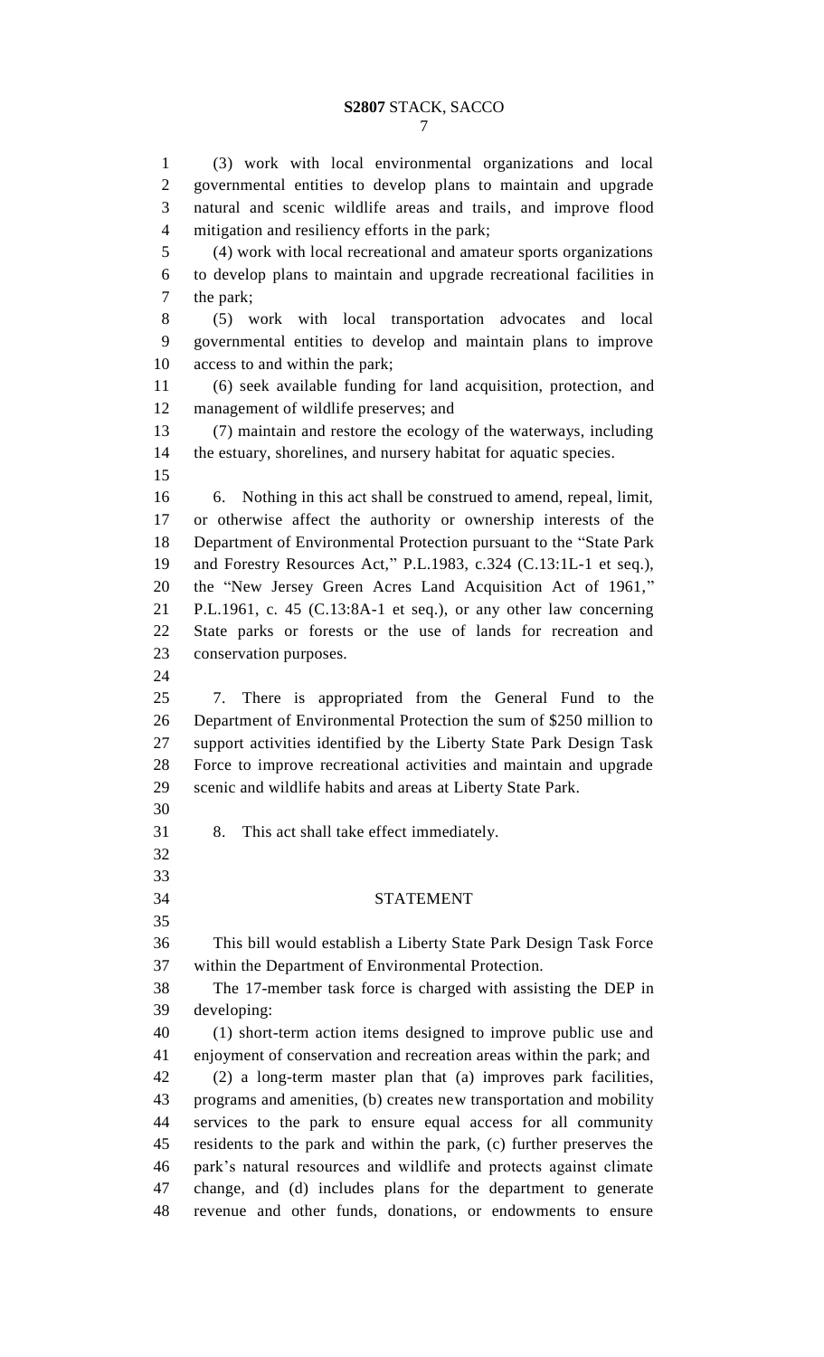(3) work with local environmental organizations and local governmental entities to develop plans to maintain and upgrade natural and scenic wildlife areas and trails, and improve flood mitigation and resiliency efforts in the park;

(4) work with local recreational and amateur sports organizations to develop plans to maintain and upgrade recreational facilities in the park;

(5) work with local transportation advocates and local governmental entities to develop and maintain plans to improve access to and within the park;

(6) seek available funding for land acquisition, protection, and management of wildlife preserves; and

(7) maintain and restore the ecology of the waterways, including the estuary, shorelines, and nursery habitat for aquatic species.

6. Nothing in this act shall be construed to amend, repeal, limit, or otherwise affect the authority or ownership interests of the Department of Environmental Protection pursuant to the "State Park and Forestry Resources Act," P.L.1983, c.324 (C.13:1L-1 et seq.), the "New Jersey Green Acres Land Acquisition Act of 1961," P.L.1961, c. 45 (C.13:8A-1 et seq.), or any other law concerning State parks or forests or the use of lands for recreation and conservation purposes.

7. There is appropriated from the General Fund to the Department of Environmental Protection the sum of $250 million to support activities identified by the Liberty State Park Design Task Force to improve recreational activities and maintain and upgrade scenic and wildlife habits and areas at Liberty State Park.

8. This act shall take effect immediately.

## STATEMENT

This bill would establish a Liberty State Park Design Task Force within the Department of Environmental Protection.

The 17-member task force is charged with assisting the DEP in developing:

(1) short-term action items designed to improve public use and enjoyment of conservation and recreation areas within the park; and

(2) a long-term master plan that (a) improves park facilities, programs and amenities, (b) creates new transportation and mobility services to the park to ensure equal access for all community residents to the park and within the park, (c) further preserves the park's natural resources and wildlife and protects against climate change, and (d) includes plans for the department to generate revenue and other funds, donations, or endowments to ensure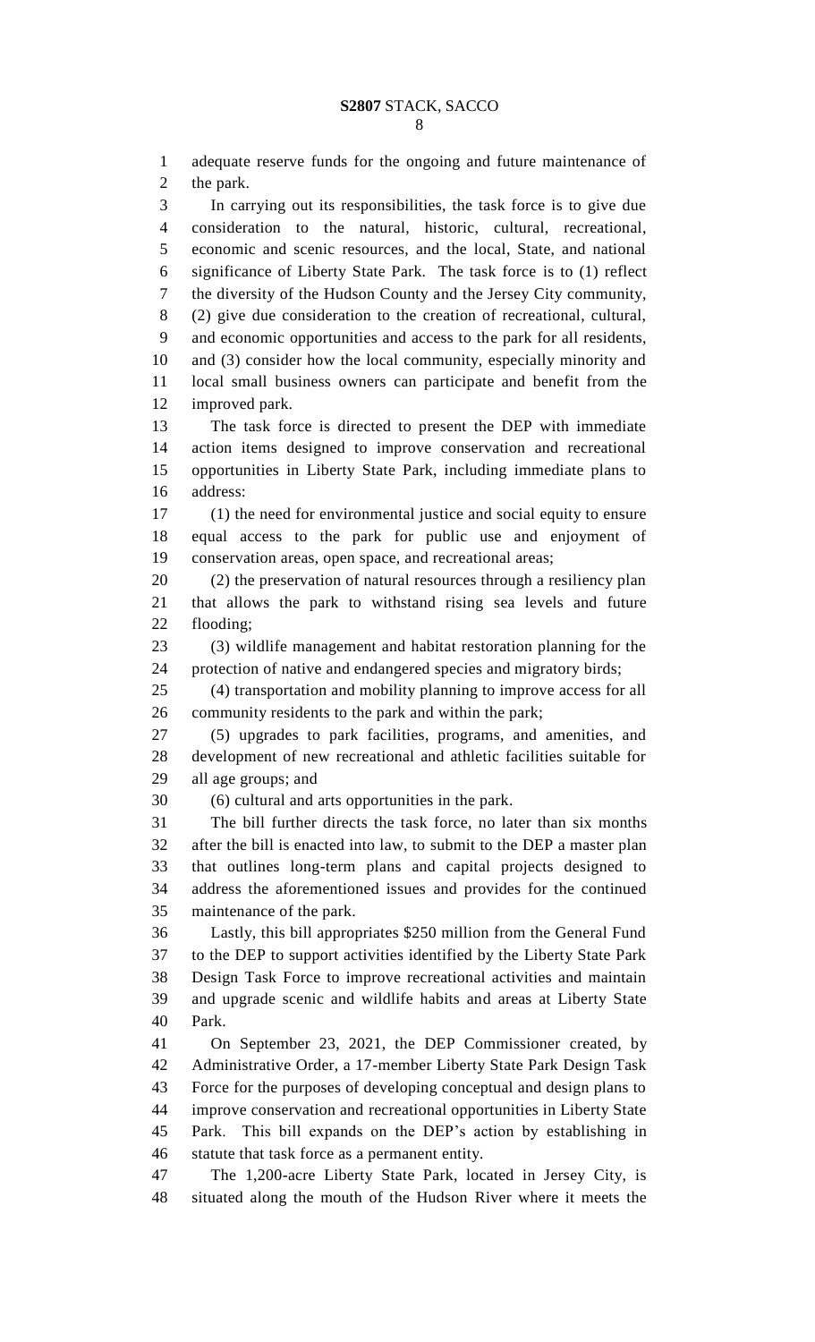adequate reserve funds for the ongoing and future maintenance of the park.

In carrying out its responsibilities, the task force is to give due consideration to the natural, historic, cultural, recreational, economic and scenic resources, and the local, State, and national significance of Liberty State Park. The task force is to (1) reflect the diversity of the Hudson County and the Jersey City community, (2) give due consideration to the creation of recreational, cultural, and economic opportunities and access to the park for all residents, and (3) consider how the local community, especially minority and local small business owners can participate and benefit from the improved park.

The task force is directed to present the DEP with immediate action items designed to improve conservation and recreational opportunities in Liberty State Park, including immediate plans to address:

(1) the need for environmental justice and social equity to ensure equal access to the park for public use and enjoyment of conservation areas, open space, and recreational areas;

(2) the preservation of natural resources through a resiliency plan that allows the park to withstand rising sea levels and future flooding;

(3) wildlife management and habitat restoration planning for the protection of native and endangered species and migratory birds;

(4) transportation and mobility planning to improve access for all community residents to the park and within the park;

(5) upgrades to park facilities, programs, and amenities, and development of new recreational and athletic facilities suitable for all age groups; and

(6) cultural and arts opportunities in the park.

The bill further directs the task force, no later than six months after the bill is enacted into law, to submit to the DEP a master plan that outlines long-term plans and capital projects designed to address the aforementioned issues and provides for the continued maintenance of the park.

Lastly, this bill appropriates $250 million from the General Fund to the DEP to support activities identified by the Liberty State Park Design Task Force to improve recreational activities and maintain and upgrade scenic and wildlife habits and areas at Liberty State Park.

On September 23, 2021, the DEP Commissioner created, by Administrative Order, a 17-member Liberty State Park Design Task Force for the purposes of developing conceptual and design plans to improve conservation and recreational opportunities in Liberty State Park. This bill expands on the DEP's action by establishing in statute that task force as a permanent entity.

The 1,200-acre Liberty State Park, located in Jersey City, is situated along the mouth of the Hudson River where it meets the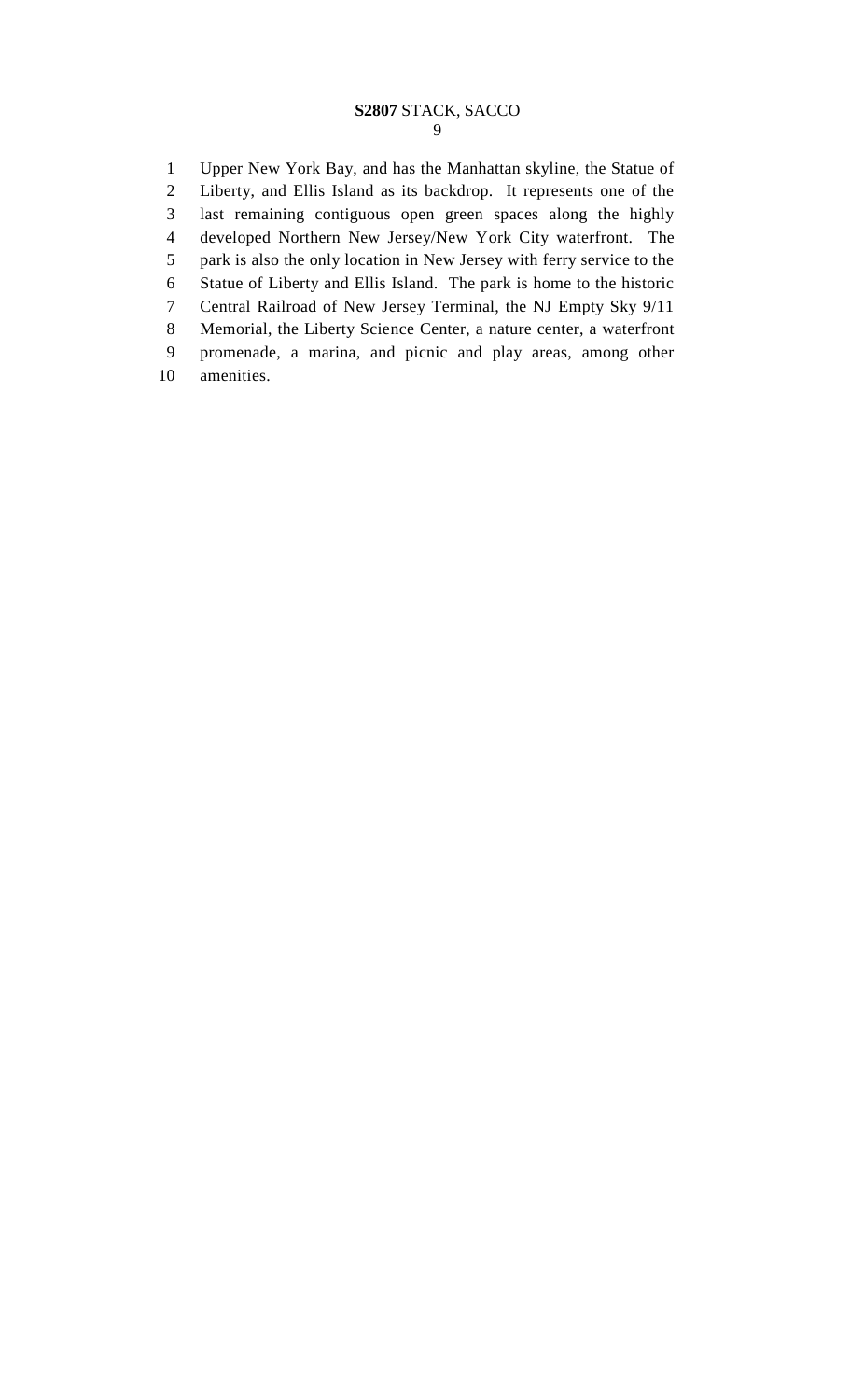Upper New York Bay, and has the Manhattan skyline, the Statue of Liberty, and Ellis Island as its backdrop. It represents one of the last remaining contiguous open green spaces along the highly developed Northern New Jersey/New York City waterfront. The park is also the only location in New Jersey with ferry service to the Statue of Liberty and Ellis Island. The park is home to the historic Central Railroad of New Jersey Terminal, the NJ Empty Sky 9/11 Memorial, the Liberty Science Center, a nature center, a waterfront promenade, a marina, and picnic and play areas, among other amenities.